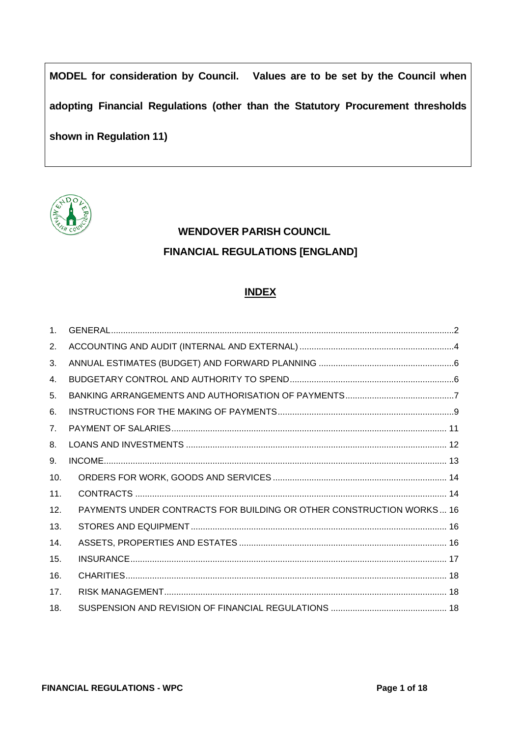**MODEL for consideration by Council. Values are to be set by the Council when adopting Financial Regulations (other than the Statutory Procurement thresholds shown in Regulation 11)**

# WENDOVER PARISH COUNCIL

# FINANCIAL REGULATIONS [ENGLAND]

## INDEX

| | | |
|---|---|---|
| 1. | GENERAL | 2 |
| 2. | ACCOUNTING AND AUDIT (INTERNAL AND EXTERNAL) | 4 |
| 3. | ANNUAL ESTIMATES (BUDGET) AND FORWARD PLANNING | 6 |
| 4. | BUDGETARY CONTROL AND AUTHORITY TO SPEND | 6 |
| 5. | BANKING ARRANGEMENTS AND AUTHORISATION OF PAYMENTS | 7 |
| 6. | INSTRUCTIONS FOR THE MAKING OF PAYMENTS | 9 |
| 7. | PAYMENT OF SALARIES | 11 |
| 8. | LOANS AND INVESTMENTS | 12 |
| 9. | INCOME | 13 |
| 10. | ORDERS FOR WORK, GOODS AND SERVICES | 14 |
| 11. | CONTRACTS | 14 |
| 12. | PAYMENTS UNDER CONTRACTS FOR BUILDING OR OTHER CONSTRUCTION WORKS | 16 |
| 13. | STORES AND EQUIPMENT | 16 |
| 14. | ASSETS, PROPERTIES AND ESTATES | 16 |
| 15. | INSURANCE | 17 |
| 16. | CHARITIES | 18 |
| 17. | RISK MANAGEMENT | 18 |
| 18. | SUSPENSION AND REVISION OF FINANCIAL REGULATIONS | 18 |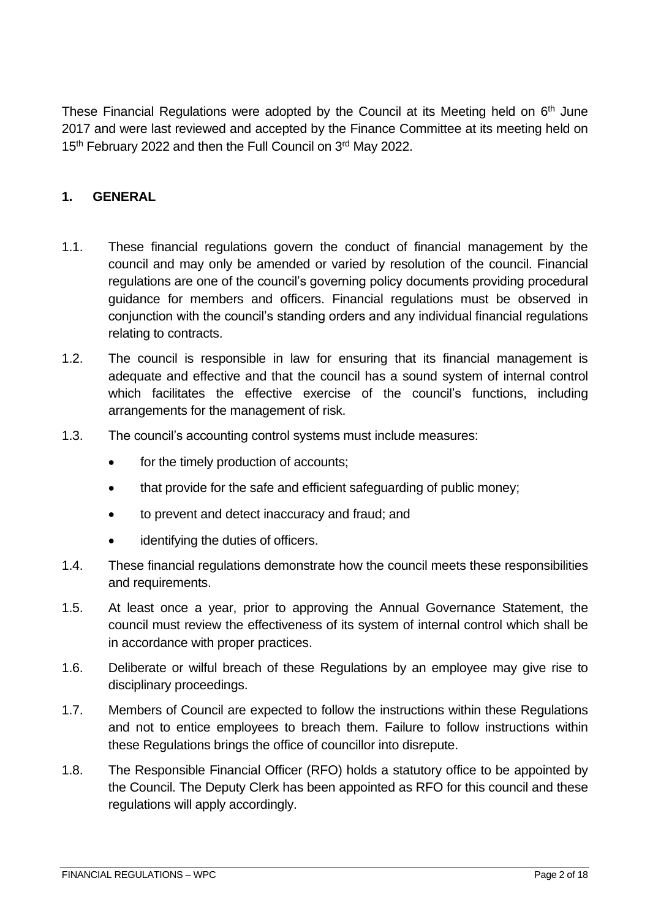These Financial Regulations were adopted by the Council at its Meeting held on 6th June 2017 and were last reviewed and accepted by the Finance Committee at its meeting held on 15th February 2022 and then the Full Council on 3rd May 2022.

## 1. GENERAL

1.1. These financial regulations govern the conduct of financial management by the council and may only be amended or varied by resolution of the council. Financial regulations are one of the council's governing policy documents providing procedural guidance for members and officers. Financial regulations must be observed in conjunction with the council's standing orders and any individual financial regulations relating to contracts.

1.2. The council is responsible in law for ensuring that its financial management is adequate and effective and that the council has a sound system of internal control which facilitates the effective exercise of the council's functions, including arrangements for the management of risk.

1.3. The council's accounting control systems must include measures:

- for the timely production of accounts;
- that provide for the safe and efficient safeguarding of public money;
- to prevent and detect inaccuracy and fraud; and
- identifying the duties of officers.

1.4. These financial regulations demonstrate how the council meets these responsibilities and requirements.

1.5. At least once a year, prior to approving the Annual Governance Statement, the council must review the effectiveness of its system of internal control which shall be in accordance with proper practices.

1.6. Deliberate or wilful breach of these Regulations by an employee may give rise to disciplinary proceedings.

1.7. Members of Council are expected to follow the instructions within these Regulations and not to entice employees to breach them. Failure to follow instructions within these Regulations brings the office of councillor into disrepute.

1.8. The Responsible Financial Officer (RFO) holds a statutory office to be appointed by the Council. The Deputy Clerk has been appointed as RFO for this council and these regulations will apply accordingly.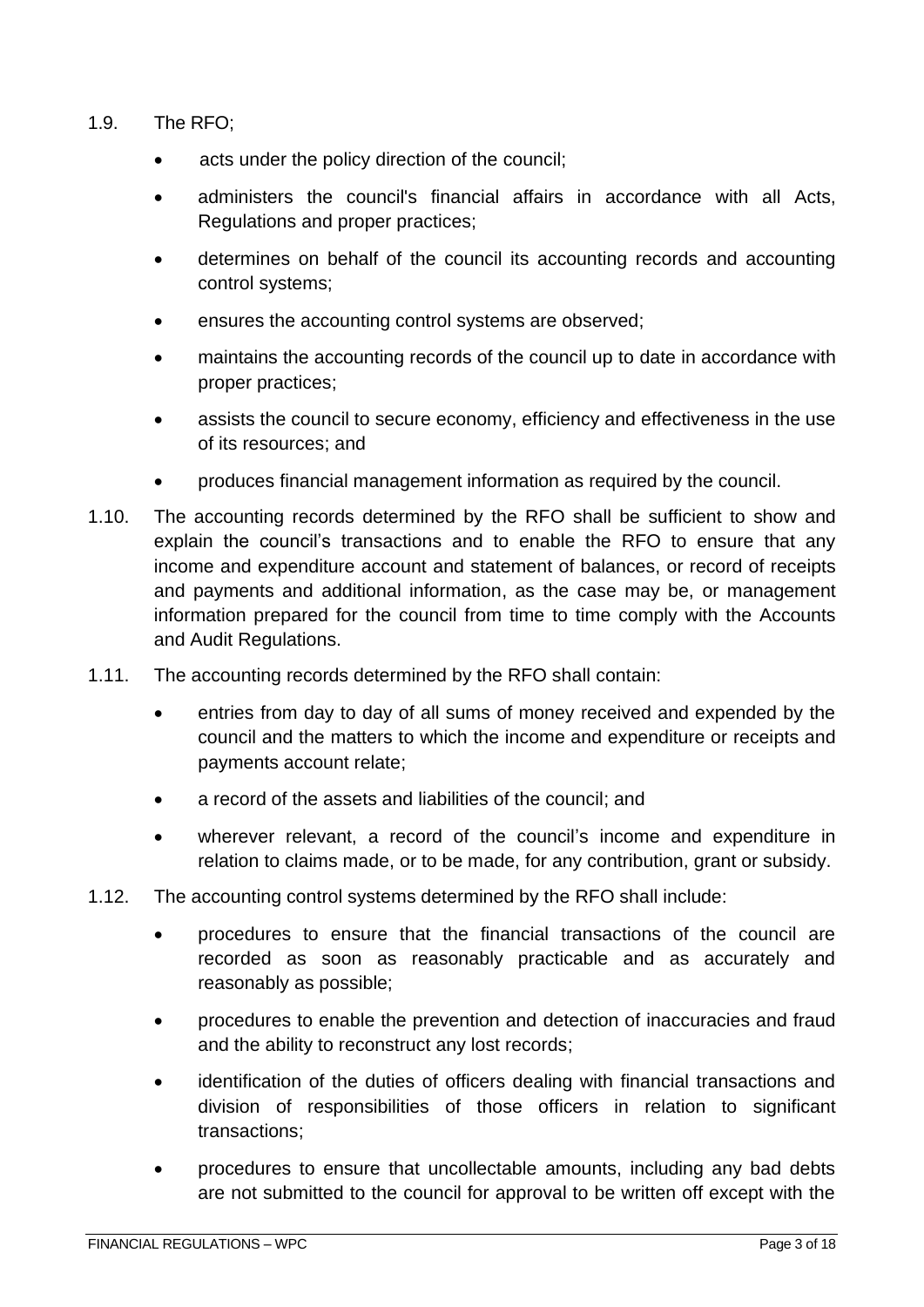1.9. The RFO;

- acts under the policy direction of the council;
- administers the council's financial affairs in accordance with all Acts, Regulations and proper practices;
- determines on behalf of the council its accounting records and accounting control systems;
- ensures the accounting control systems are observed;
- maintains the accounting records of the council up to date in accordance with proper practices;
- assists the council to secure economy, efficiency and effectiveness in the use of its resources; and
- produces financial management information as required by the council.

1.10. The accounting records determined by the RFO shall be sufficient to show and explain the council's transactions and to enable the RFO to ensure that any income and expenditure account and statement of balances, or record of receipts and payments and additional information, as the case may be, or management information prepared for the council from time to time comply with the Accounts and Audit Regulations.

1.11. The accounting records determined by the RFO shall contain:

- entries from day to day of all sums of money received and expended by the council and the matters to which the income and expenditure or receipts and payments account relate;
- a record of the assets and liabilities of the council; and
- wherever relevant, a record of the council's income and expenditure in relation to claims made, or to be made, for any contribution, grant or subsidy.

1.12. The accounting control systems determined by the RFO shall include:

- procedures to ensure that the financial transactions of the council are recorded as soon as reasonably practicable and as accurately and reasonably as possible;
- procedures to enable the prevention and detection of inaccuracies and fraud and the ability to reconstruct any lost records;
- identification of the duties of officers dealing with financial transactions and division of responsibilities of those officers in relation to significant transactions;
- procedures to ensure that uncollectable amounts, including any bad debts are not submitted to the council for approval to be written off except with the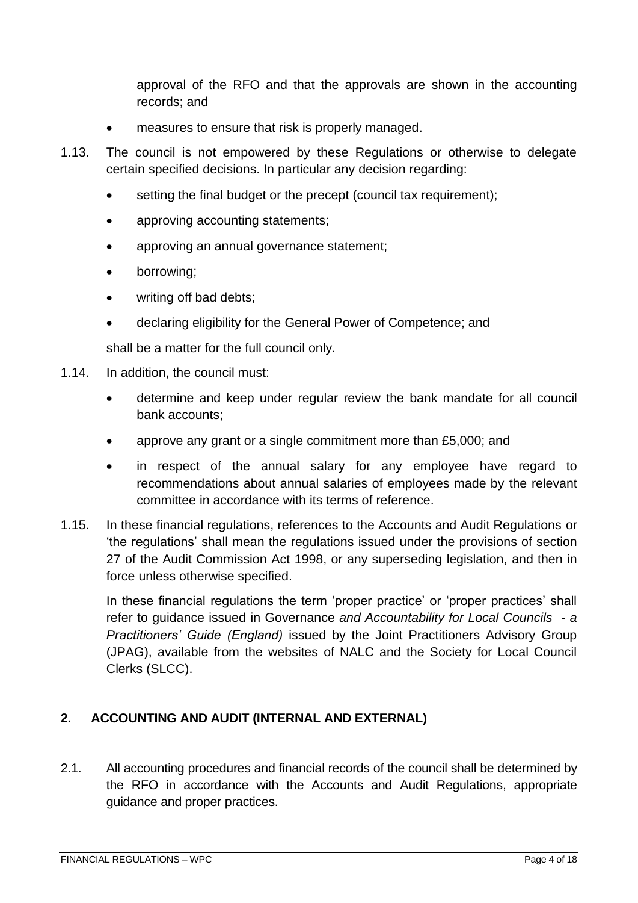approval of the RFO and that the approvals are shown in the accounting records; and

- measures to ensure that risk is properly managed.

1.13. The council is not empowered by these Regulations or otherwise to delegate certain specified decisions. In particular any decision regarding:

- setting the final budget or the precept (council tax requirement);
- approving accounting statements;
- approving an annual governance statement;
- borrowing;
- writing off bad debts;
- declaring eligibility for the General Power of Competence; and

shall be a matter for the full council only.

1.14. In addition, the council must:

- determine and keep under regular review the bank mandate for all council bank accounts;
- approve any grant or a single commitment more than £5,000; and
- in respect of the annual salary for any employee have regard to recommendations about annual salaries of employees made by the relevant committee in accordance with its terms of reference.

1.15. In these financial regulations, references to the Accounts and Audit Regulations or 'the regulations' shall mean the regulations issued under the provisions of section 27 of the Audit Commission Act 1998, or any superseding legislation, and then in force unless otherwise specified.

In these financial regulations the term 'proper practice' or 'proper practices' shall refer to guidance issued in Governance *and Accountability for Local Councils - a Practitioners' Guide (England)* issued by the Joint Practitioners Advisory Group (JPAG), available from the websites of NALC and the Society for Local Council Clerks (SLCC).

## 2. ACCOUNTING AND AUDIT (INTERNAL AND EXTERNAL)

2.1. All accounting procedures and financial records of the council shall be determined by the RFO in accordance with the Accounts and Audit Regulations, appropriate guidance and proper practices.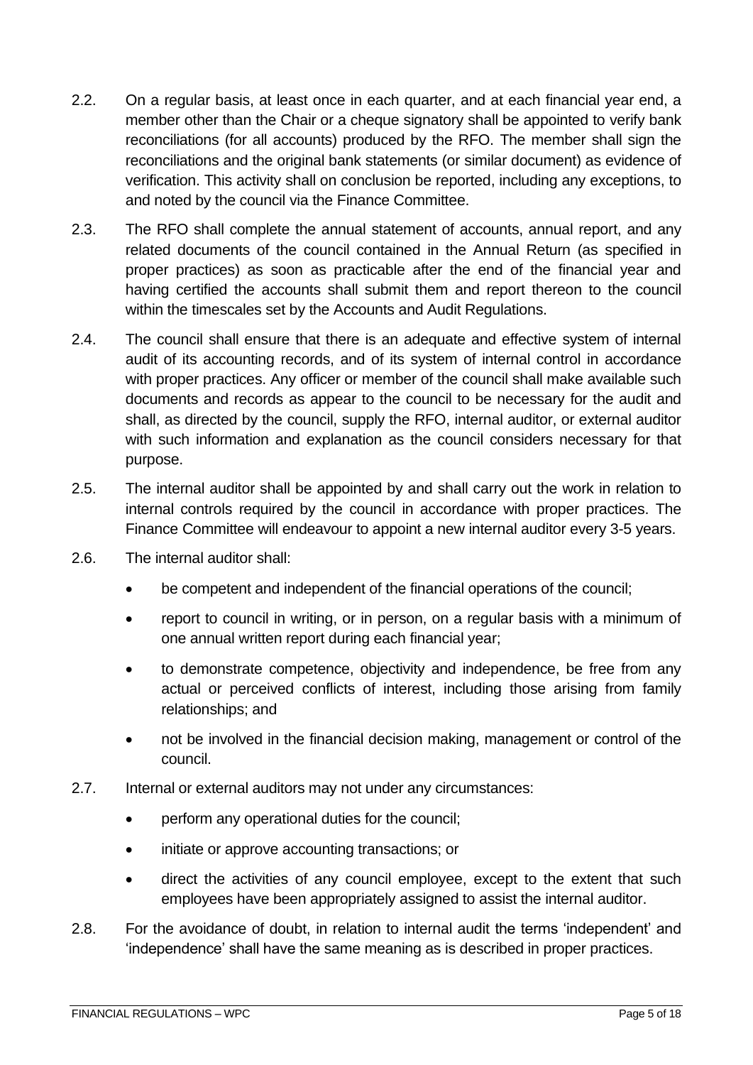2.2. On a regular basis, at least once in each quarter, and at each financial year end, a member other than the Chair or a cheque signatory shall be appointed to verify bank reconciliations (for all accounts) produced by the RFO. The member shall sign the reconciliations and the original bank statements (or similar document) as evidence of verification. This activity shall on conclusion be reported, including any exceptions, to and noted by the council via the Finance Committee.

2.3. The RFO shall complete the annual statement of accounts, annual report, and any related documents of the council contained in the Annual Return (as specified in proper practices) as soon as practicable after the end of the financial year and having certified the accounts shall submit them and report thereon to the council within the timescales set by the Accounts and Audit Regulations.

2.4. The council shall ensure that there is an adequate and effective system of internal audit of its accounting records, and of its system of internal control in accordance with proper practices. Any officer or member of the council shall make available such documents and records as appear to the council to be necessary for the audit and shall, as directed by the council, supply the RFO, internal auditor, or external auditor with such information and explanation as the council considers necessary for that purpose.

2.5. The internal auditor shall be appointed by and shall carry out the work in relation to internal controls required by the council in accordance with proper practices. The Finance Committee will endeavour to appoint a new internal auditor every 3-5 years.

2.6. The internal auditor shall:

- be competent and independent of the financial operations of the council;
- report to council in writing, or in person, on a regular basis with a minimum of one annual written report during each financial year;
- to demonstrate competence, objectivity and independence, be free from any actual or perceived conflicts of interest, including those arising from family relationships; and
- not be involved in the financial decision making, management or control of the council.

2.7. Internal or external auditors may not under any circumstances:

- perform any operational duties for the council;
- initiate or approve accounting transactions; or
- direct the activities of any council employee, except to the extent that such employees have been appropriately assigned to assist the internal auditor.

2.8. For the avoidance of doubt, in relation to internal audit the terms 'independent' and 'independence' shall have the same meaning as is described in proper practices.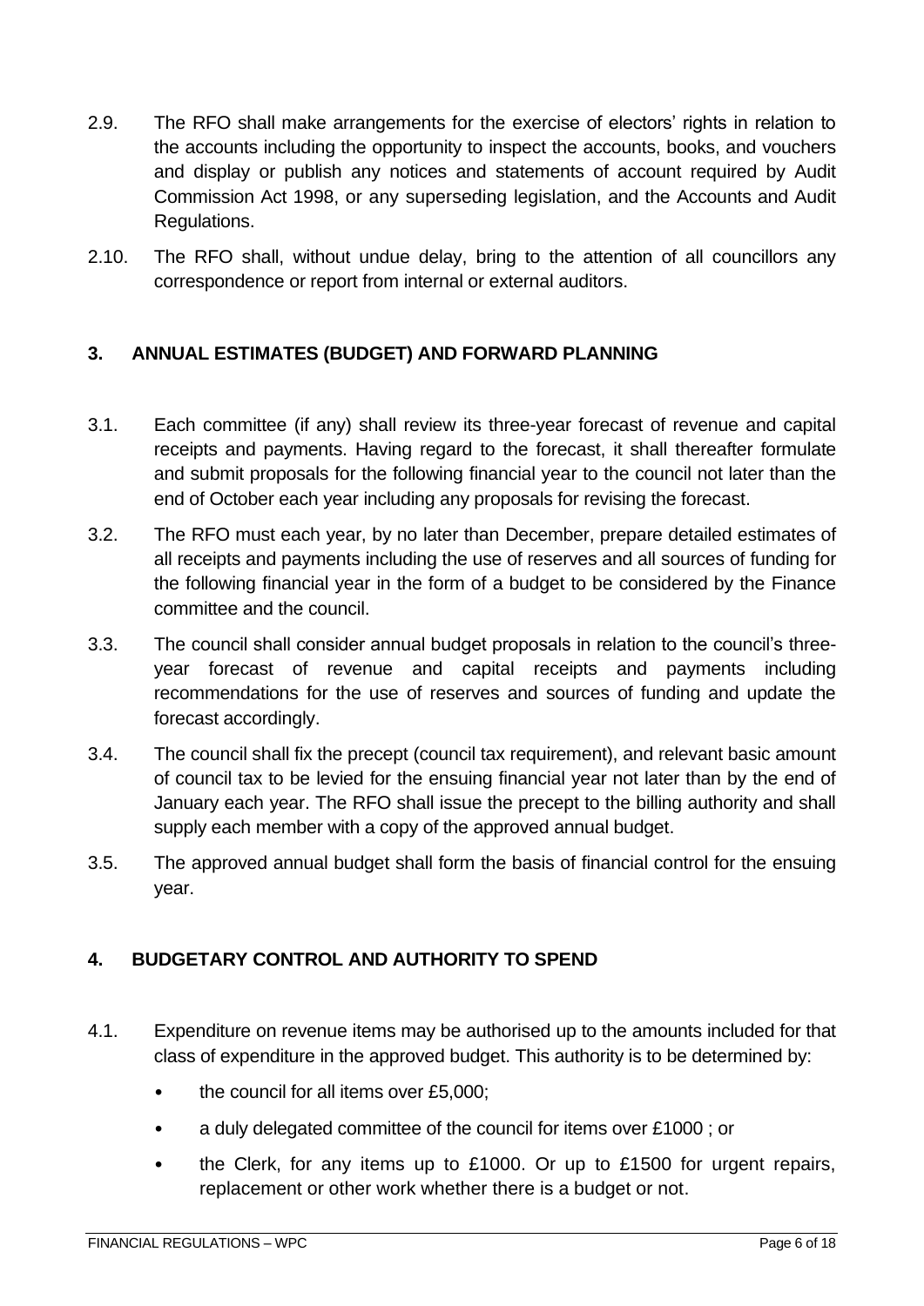2.9. The RFO shall make arrangements for the exercise of electors' rights in relation to the accounts including the opportunity to inspect the accounts, books, and vouchers and display or publish any notices and statements of account required by Audit Commission Act 1998, or any superseding legislation, and the Accounts and Audit Regulations.

2.10. The RFO shall, without undue delay, bring to the attention of all councillors any correspondence or report from internal or external auditors.

## 3. ANNUAL ESTIMATES (BUDGET) AND FORWARD PLANNING

3.1. Each committee (if any) shall review its three-year forecast of revenue and capital receipts and payments. Having regard to the forecast, it shall thereafter formulate and submit proposals for the following financial year to the council not later than the end of October each year including any proposals for revising the forecast.

3.2. The RFO must each year, by no later than December, prepare detailed estimates of all receipts and payments including the use of reserves and all sources of funding for the following financial year in the form of a budget to be considered by the Finance committee and the council.

3.3. The council shall consider annual budget proposals in relation to the council's three-year forecast of revenue and capital receipts and payments including recommendations for the use of reserves and sources of funding and update the forecast accordingly.

3.4. The council shall fix the precept (council tax requirement), and relevant basic amount of council tax to be levied for the ensuing financial year not later than by the end of January each year. The RFO shall issue the precept to the billing authority and shall supply each member with a copy of the approved annual budget.

3.5. The approved annual budget shall form the basis of financial control for the ensuing year.

## 4. BUDGETARY CONTROL AND AUTHORITY TO SPEND

4.1. Expenditure on revenue items may be authorised up to the amounts included for that class of expenditure in the approved budget. This authority is to be determined by:

- the council for all items over £5,000;
- a duly delegated committee of the council for items over £1000 ; or
- the Clerk, for any items up to £1000. Or up to £1500 for urgent repairs, replacement or other work whether there is a budget or not.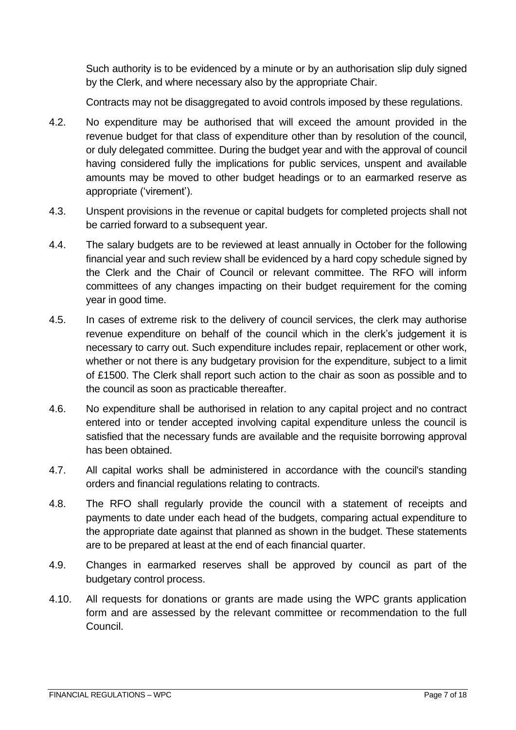Such authority is to be evidenced by a minute or by an authorisation slip duly signed by the Clerk, and where necessary also by the appropriate Chair.

Contracts may not be disaggregated to avoid controls imposed by these regulations.

4.2. No expenditure may be authorised that will exceed the amount provided in the revenue budget for that class of expenditure other than by resolution of the council, or duly delegated committee. During the budget year and with the approval of council having considered fully the implications for public services, unspent and available amounts may be moved to other budget headings or to an earmarked reserve as appropriate ('virement').

4.3. Unspent provisions in the revenue or capital budgets for completed projects shall not be carried forward to a subsequent year.

4.4. The salary budgets are to be reviewed at least annually in October for the following financial year and such review shall be evidenced by a hard copy schedule signed by the Clerk and the Chair of Council or relevant committee. The RFO will inform committees of any changes impacting on their budget requirement for the coming year in good time.

4.5. In cases of extreme risk to the delivery of council services, the clerk may authorise revenue expenditure on behalf of the council which in the clerk's judgement it is necessary to carry out. Such expenditure includes repair, replacement or other work, whether or not there is any budgetary provision for the expenditure, subject to a limit of £1500. The Clerk shall report such action to the chair as soon as possible and to the council as soon as practicable thereafter.

4.6. No expenditure shall be authorised in relation to any capital project and no contract entered into or tender accepted involving capital expenditure unless the council is satisfied that the necessary funds are available and the requisite borrowing approval has been obtained.

4.7. All capital works shall be administered in accordance with the council's standing orders and financial regulations relating to contracts.

4.8. The RFO shall regularly provide the council with a statement of receipts and payments to date under each head of the budgets, comparing actual expenditure to the appropriate date against that planned as shown in the budget. These statements are to be prepared at least at the end of each financial quarter.

4.9. Changes in earmarked reserves shall be approved by council as part of the budgetary control process.

4.10. All requests for donations or grants are made using the WPC grants application form and are assessed by the relevant committee or recommendation to the full Council.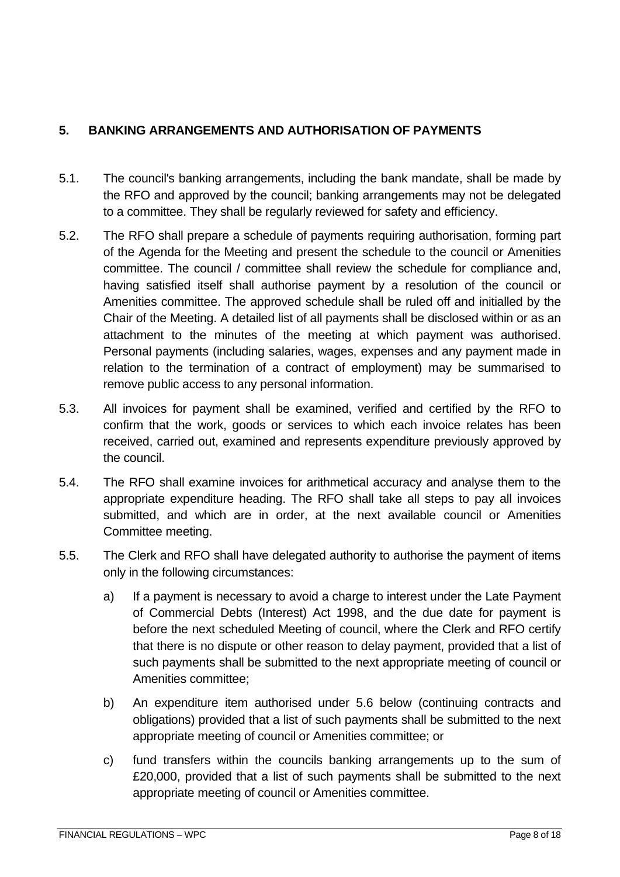## 5. BANKING ARRANGEMENTS AND AUTHORISATION OF PAYMENTS

5.1. The council's banking arrangements, including the bank mandate, shall be made by the RFO and approved by the council; banking arrangements may not be delegated to a committee. They shall be regularly reviewed for safety and efficiency.

5.2. The RFO shall prepare a schedule of payments requiring authorisation, forming part of the Agenda for the Meeting and present the schedule to the council or Amenities committee. The council / committee shall review the schedule for compliance and, having satisfied itself shall authorise payment by a resolution of the council or Amenities committee. The approved schedule shall be ruled off and initialled by the Chair of the Meeting. A detailed list of all payments shall be disclosed within or as an attachment to the minutes of the meeting at which payment was authorised. Personal payments (including salaries, wages, expenses and any payment made in relation to the termination of a contract of employment) may be summarised to remove public access to any personal information.

5.3. All invoices for payment shall be examined, verified and certified by the RFO to confirm that the work, goods or services to which each invoice relates has been received, carried out, examined and represents expenditure previously approved by the council.

5.4. The RFO shall examine invoices for arithmetical accuracy and analyse them to the appropriate expenditure heading. The RFO shall take all steps to pay all invoices submitted, and which are in order, at the next available council or Amenities Committee meeting.

5.5. The Clerk and RFO shall have delegated authority to authorise the payment of items only in the following circumstances:

a) If a payment is necessary to avoid a charge to interest under the Late Payment of Commercial Debts (Interest) Act 1998, and the due date for payment is before the next scheduled Meeting of council, where the Clerk and RFO certify that there is no dispute or other reason to delay payment, provided that a list of such payments shall be submitted to the next appropriate meeting of council or Amenities committee;

b) An expenditure item authorised under 5.6 below (continuing contracts and obligations) provided that a list of such payments shall be submitted to the next appropriate meeting of council or Amenities committee; or

c) fund transfers within the councils banking arrangements up to the sum of £20,000, provided that a list of such payments shall be submitted to the next appropriate meeting of council or Amenities committee.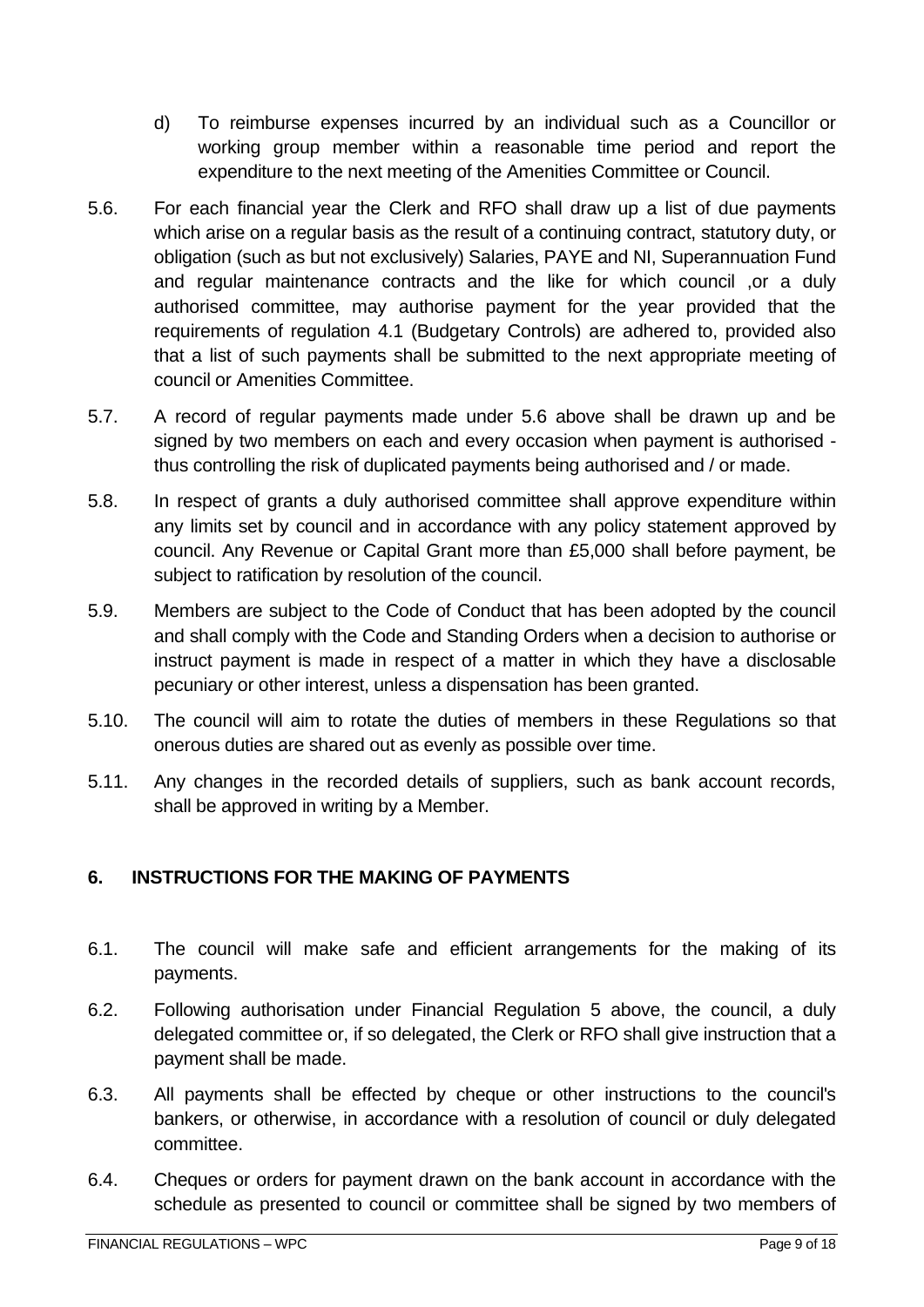d) To reimburse expenses incurred by an individual such as a Councillor or working group member within a reasonable time period and report the expenditure to the next meeting of the Amenities Committee or Council.

5.6. For each financial year the Clerk and RFO shall draw up a list of due payments which arise on a regular basis as the result of a continuing contract, statutory duty, or obligation (such as but not exclusively) Salaries, PAYE and NI, Superannuation Fund and regular maintenance contracts and the like for which council ,or a duly authorised committee, may authorise payment for the year provided that the requirements of regulation 4.1 (Budgetary Controls) are adhered to, provided also that a list of such payments shall be submitted to the next appropriate meeting of council or Amenities Committee.

5.7. A record of regular payments made under 5.6 above shall be drawn up and be signed by two members on each and every occasion when payment is authorised - thus controlling the risk of duplicated payments being authorised and / or made.

5.8. In respect of grants a duly authorised committee shall approve expenditure within any limits set by council and in accordance with any policy statement approved by council. Any Revenue or Capital Grant more than £5,000 shall before payment, be subject to ratification by resolution of the council.

5.9. Members are subject to the Code of Conduct that has been adopted by the council and shall comply with the Code and Standing Orders when a decision to authorise or instruct payment is made in respect of a matter in which they have a disclosable pecuniary or other interest, unless a dispensation has been granted.

5.10. The council will aim to rotate the duties of members in these Regulations so that onerous duties are shared out as evenly as possible over time.

5.11. Any changes in the recorded details of suppliers, such as bank account records, shall be approved in writing by a Member.

## 6. INSTRUCTIONS FOR THE MAKING OF PAYMENTS

6.1. The council will make safe and efficient arrangements for the making of its payments.

6.2. Following authorisation under Financial Regulation 5 above, the council, a duly delegated committee or, if so delegated, the Clerk or RFO shall give instruction that a payment shall be made.

6.3. All payments shall be effected by cheque or other instructions to the council's bankers, or otherwise, in accordance with a resolution of council or duly delegated committee.

6.4. Cheques or orders for payment drawn on the bank account in accordance with the schedule as presented to council or committee shall be signed by two members of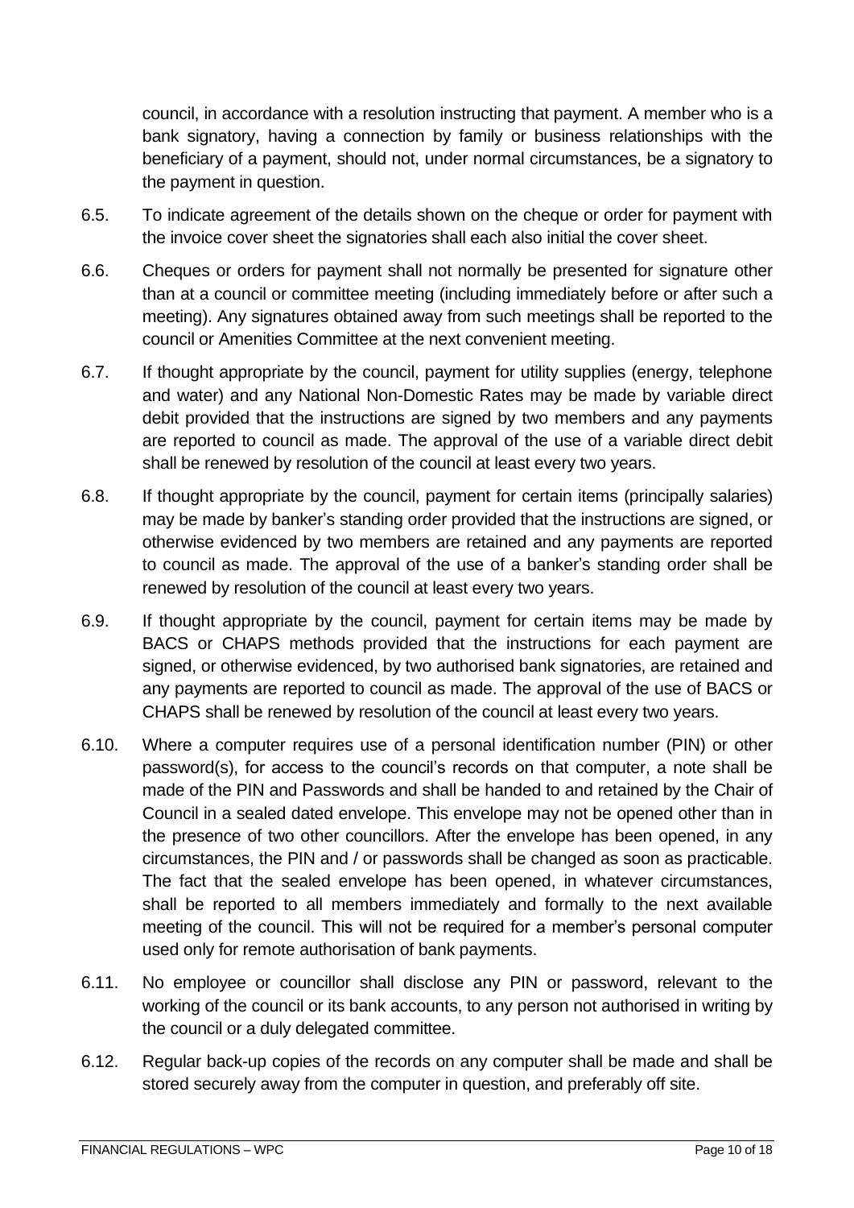council, in accordance with a resolution instructing that payment. A member who is a bank signatory, having a connection by family or business relationships with the beneficiary of a payment, should not, under normal circumstances, be a signatory to the payment in question.

6.5. To indicate agreement of the details shown on the cheque or order for payment with the invoice cover sheet the signatories shall each also initial the cover sheet.

6.6. Cheques or orders for payment shall not normally be presented for signature other than at a council or committee meeting (including immediately before or after such a meeting). Any signatures obtained away from such meetings shall be reported to the council or Amenities Committee at the next convenient meeting.

6.7. If thought appropriate by the council, payment for utility supplies (energy, telephone and water) and any National Non-Domestic Rates may be made by variable direct debit provided that the instructions are signed by two members and any payments are reported to council as made. The approval of the use of a variable direct debit shall be renewed by resolution of the council at least every two years.

6.8. If thought appropriate by the council, payment for certain items (principally salaries) may be made by banker's standing order provided that the instructions are signed, or otherwise evidenced by two members are retained and any payments are reported to council as made. The approval of the use of a banker's standing order shall be renewed by resolution of the council at least every two years.

6.9. If thought appropriate by the council, payment for certain items may be made by BACS or CHAPS methods provided that the instructions for each payment are signed, or otherwise evidenced, by two authorised bank signatories, are retained and any payments are reported to council as made. The approval of the use of BACS or CHAPS shall be renewed by resolution of the council at least every two years.

6.10. Where a computer requires use of a personal identification number (PIN) or other password(s), for access to the council's records on that computer, a note shall be made of the PIN and Passwords and shall be handed to and retained by the Chair of Council in a sealed dated envelope. This envelope may not be opened other than in the presence of two other councillors. After the envelope has been opened, in any circumstances, the PIN and / or passwords shall be changed as soon as practicable. The fact that the sealed envelope has been opened, in whatever circumstances, shall be reported to all members immediately and formally to the next available meeting of the council. This will not be required for a member's personal computer used only for remote authorisation of bank payments.

6.11. No employee or councillor shall disclose any PIN or password, relevant to the working of the council or its bank accounts, to any person not authorised in writing by the council or a duly delegated committee.

6.12. Regular back-up copies of the records on any computer shall be made and shall be stored securely away from the computer in question, and preferably off site.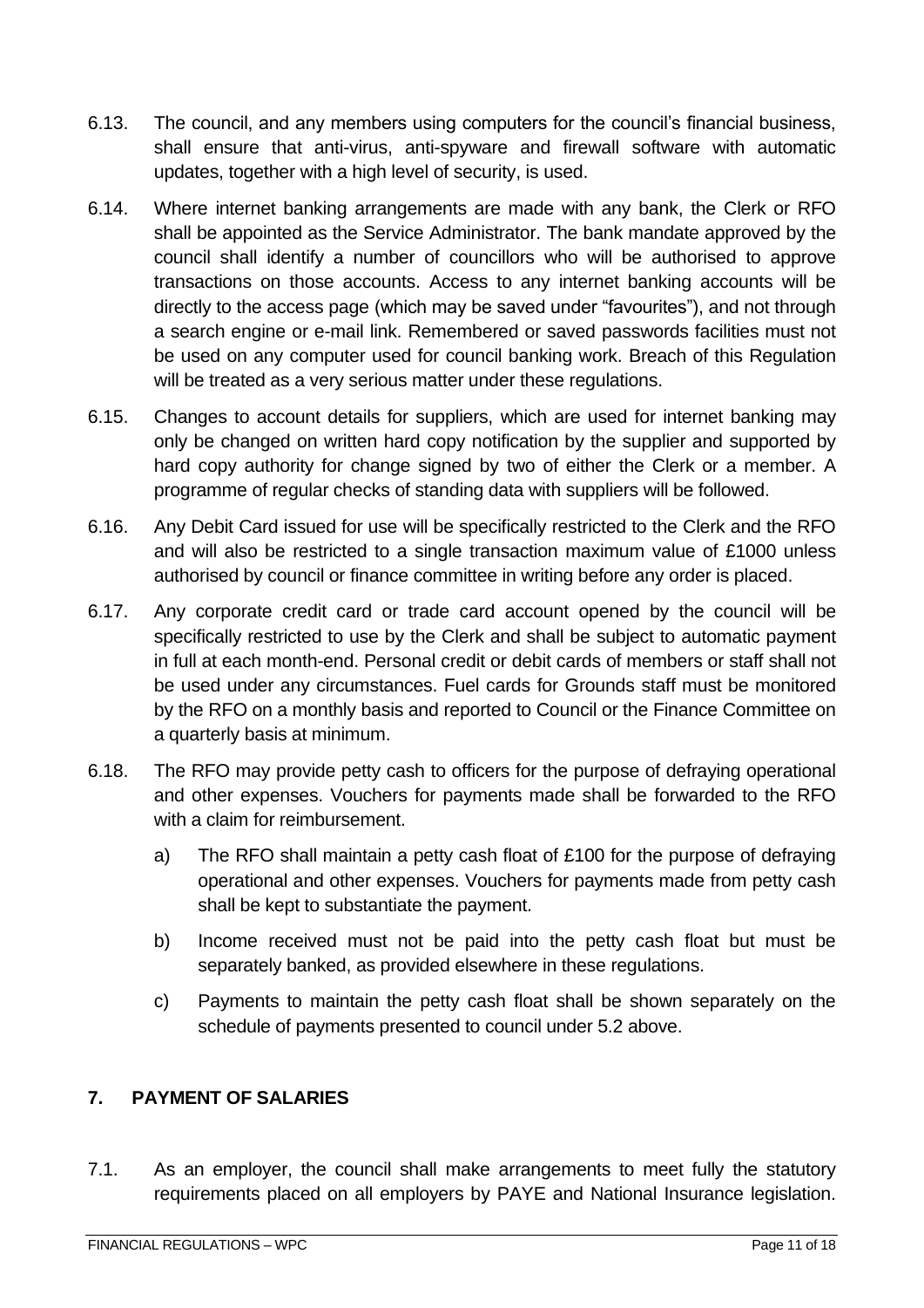6.13. The council, and any members using computers for the council's financial business, shall ensure that anti-virus, anti-spyware and firewall software with automatic updates, together with a high level of security, is used.

6.14. Where internet banking arrangements are made with any bank, the Clerk or RFO shall be appointed as the Service Administrator. The bank mandate approved by the council shall identify a number of councillors who will be authorised to approve transactions on those accounts. Access to any internet banking accounts will be directly to the access page (which may be saved under "favourites"), and not through a search engine or e-mail link. Remembered or saved passwords facilities must not be used on any computer used for council banking work. Breach of this Regulation will be treated as a very serious matter under these regulations.

6.15. Changes to account details for suppliers, which are used for internet banking may only be changed on written hard copy notification by the supplier and supported by hard copy authority for change signed by two of either the Clerk or a member. A programme of regular checks of standing data with suppliers will be followed.

6.16. Any Debit Card issued for use will be specifically restricted to the Clerk and the RFO and will also be restricted to a single transaction maximum value of £1000 unless authorised by council or finance committee in writing before any order is placed.

6.17. Any corporate credit card or trade card account opened by the council will be specifically restricted to use by the Clerk and shall be subject to automatic payment in full at each month-end. Personal credit or debit cards of members or staff shall not be used under any circumstances. Fuel cards for Grounds staff must be monitored by the RFO on a monthly basis and reported to Council or the Finance Committee on a quarterly basis at minimum.

6.18. The RFO may provide petty cash to officers for the purpose of defraying operational and other expenses. Vouchers for payments made shall be forwarded to the RFO with a claim for reimbursement.

a) The RFO shall maintain a petty cash float of £100 for the purpose of defraying operational and other expenses. Vouchers for payments made from petty cash shall be kept to substantiate the payment.

b) Income received must not be paid into the petty cash float but must be separately banked, as provided elsewhere in these regulations.

c) Payments to maintain the petty cash float shall be shown separately on the schedule of payments presented to council under 5.2 above.

## 7. PAYMENT OF SALARIES

7.1. As an employer, the council shall make arrangements to meet fully the statutory requirements placed on all employers by PAYE and National Insurance legislation.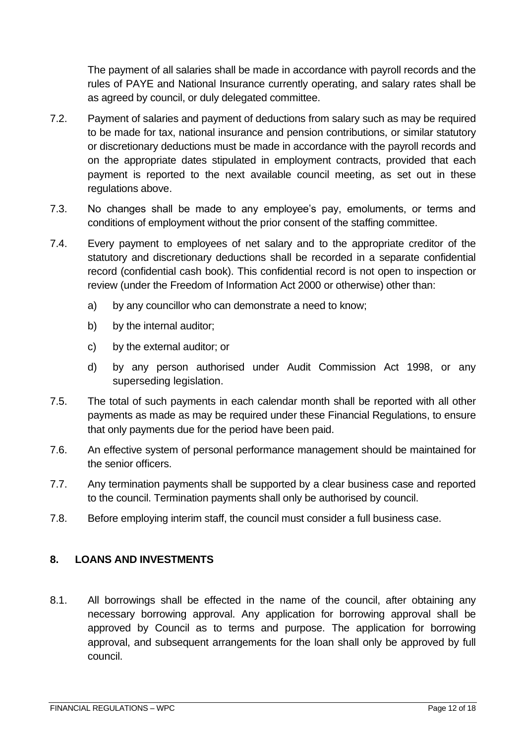The payment of all salaries shall be made in accordance with payroll records and the rules of PAYE and National Insurance currently operating, and salary rates shall be as agreed by council, or duly delegated committee.

7.2. Payment of salaries and payment of deductions from salary such as may be required to be made for tax, national insurance and pension contributions, or similar statutory or discretionary deductions must be made in accordance with the payroll records and on the appropriate dates stipulated in employment contracts, provided that each payment is reported to the next available council meeting, as set out in these regulations above.

7.3. No changes shall be made to any employee's pay, emoluments, or terms and conditions of employment without the prior consent of the staffing committee.

7.4. Every payment to employees of net salary and to the appropriate creditor of the statutory and discretionary deductions shall be recorded in a separate confidential record (confidential cash book). This confidential record is not open to inspection or review (under the Freedom of Information Act 2000 or otherwise) other than:

   a) by any councillor who can demonstrate a need to know;

   b) by the internal auditor;

   c) by the external auditor; or

   d) by any person authorised under Audit Commission Act 1998, or any superseding legislation.

7.5. The total of such payments in each calendar month shall be reported with all other payments as made as may be required under these Financial Regulations, to ensure that only payments due for the period have been paid.

7.6. An effective system of personal performance management should be maintained for the senior officers.

7.7. Any termination payments shall be supported by a clear business case and reported to the council. Termination payments shall only be authorised by council.

7.8. Before employing interim staff, the council must consider a full business case.

## 8. LOANS AND INVESTMENTS

8.1. All borrowings shall be effected in the name of the council, after obtaining any necessary borrowing approval. Any application for borrowing approval shall be approved by Council as to terms and purpose. The application for borrowing approval, and subsequent arrangements for the loan shall only be approved by full council.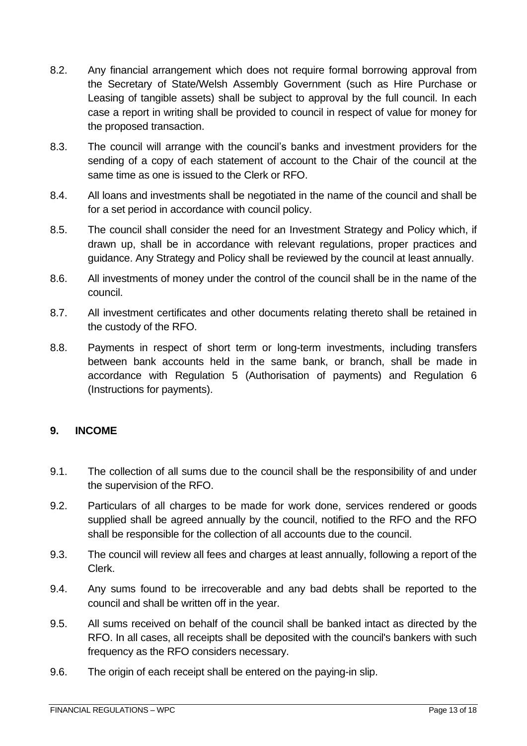8.2. Any financial arrangement which does not require formal borrowing approval from the Secretary of State/Welsh Assembly Government (such as Hire Purchase or Leasing of tangible assets) shall be subject to approval by the full council. In each case a report in writing shall be provided to council in respect of value for money for the proposed transaction.

8.3. The council will arrange with the council's banks and investment providers for the sending of a copy of each statement of account to the Chair of the council at the same time as one is issued to the Clerk or RFO.

8.4. All loans and investments shall be negotiated in the name of the council and shall be for a set period in accordance with council policy.

8.5. The council shall consider the need for an Investment Strategy and Policy which, if drawn up, shall be in accordance with relevant regulations, proper practices and guidance. Any Strategy and Policy shall be reviewed by the council at least annually.

8.6. All investments of money under the control of the council shall be in the name of the council.

8.7. All investment certificates and other documents relating thereto shall be retained in the custody of the RFO.

8.8. Payments in respect of short term or long-term investments, including transfers between bank accounts held in the same bank, or branch, shall be made in accordance with Regulation 5 (Authorisation of payments) and Regulation 6 (Instructions for payments).

## 9. INCOME

9.1. The collection of all sums due to the council shall be the responsibility of and under the supervision of the RFO.

9.2. Particulars of all charges to be made for work done, services rendered or goods supplied shall be agreed annually by the council, notified to the RFO and the RFO shall be responsible for the collection of all accounts due to the council.

9.3. The council will review all fees and charges at least annually, following a report of the Clerk.

9.4. Any sums found to be irrecoverable and any bad debts shall be reported to the council and shall be written off in the year.

9.5. All sums received on behalf of the council shall be banked intact as directed by the RFO. In all cases, all receipts shall be deposited with the council's bankers with such frequency as the RFO considers necessary.

9.6. The origin of each receipt shall be entered on the paying-in slip.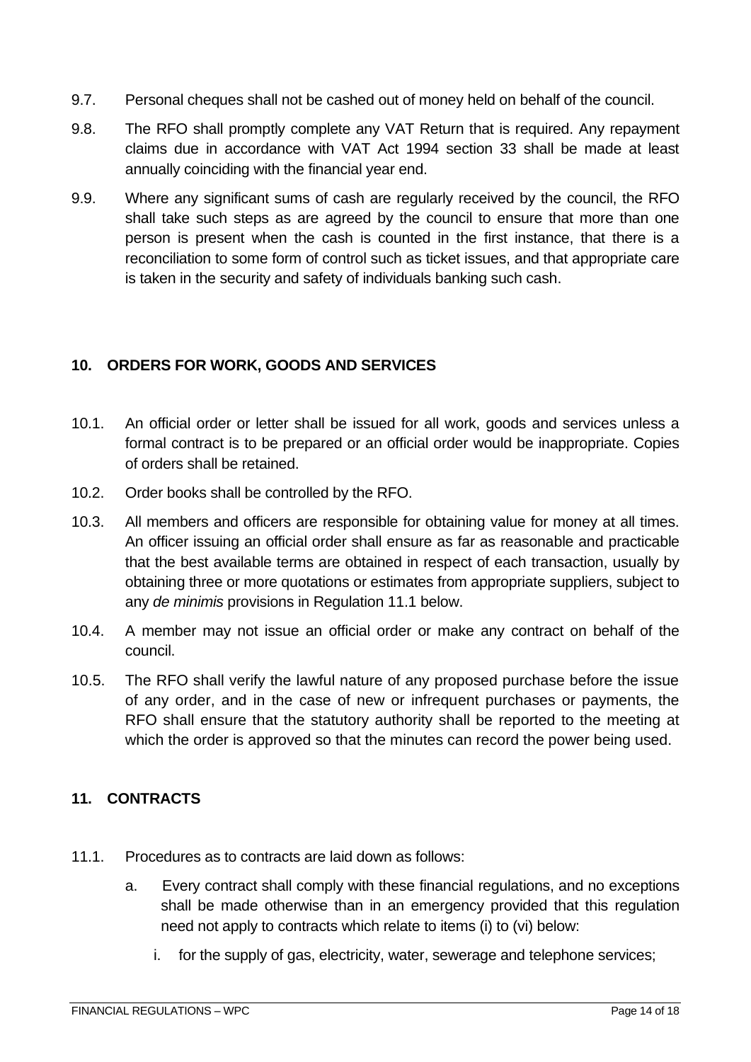9.7. Personal cheques shall not be cashed out of money held on behalf of the council.

9.8. The RFO shall promptly complete any VAT Return that is required. Any repayment claims due in accordance with VAT Act 1994 section 33 shall be made at least annually coinciding with the financial year end.

9.9. Where any significant sums of cash are regularly received by the council, the RFO shall take such steps as are agreed by the council to ensure that more than one person is present when the cash is counted in the first instance, that there is a reconciliation to some form of control such as ticket issues, and that appropriate care is taken in the security and safety of individuals banking such cash.

## 10. ORDERS FOR WORK, GOODS AND SERVICES

10.1. An official order or letter shall be issued for all work, goods and services unless a formal contract is to be prepared or an official order would be inappropriate. Copies of orders shall be retained.

10.2. Order books shall be controlled by the RFO.

10.3. All members and officers are responsible for obtaining value for money at all times. An officer issuing an official order shall ensure as far as reasonable and practicable that the best available terms are obtained in respect of each transaction, usually by obtaining three or more quotations or estimates from appropriate suppliers, subject to any *de minimis* provisions in Regulation 11.1 below.

10.4. A member may not issue an official order or make any contract on behalf of the council.

10.5. The RFO shall verify the lawful nature of any proposed purchase before the issue of any order, and in the case of new or infrequent purchases or payments, the RFO shall ensure that the statutory authority shall be reported to the meeting at which the order is approved so that the minutes can record the power being used.

## 11. CONTRACTS

11.1. Procedures as to contracts are laid down as follows:

a. Every contract shall comply with these financial regulations, and no exceptions shall be made otherwise than in an emergency provided that this regulation need not apply to contracts which relate to items (i) to (vi) below:

i. for the supply of gas, electricity, water, sewerage and telephone services;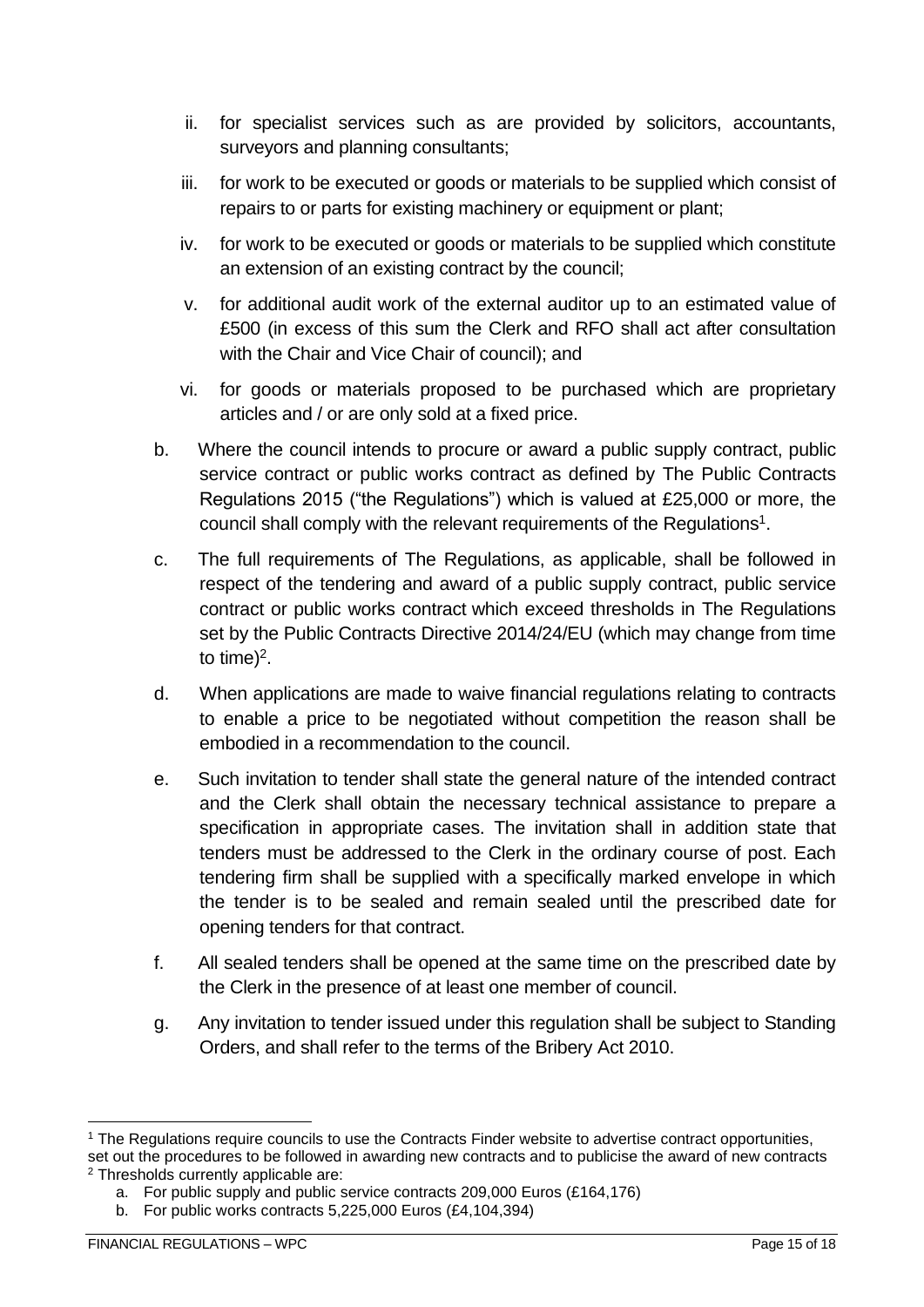ii. for specialist services such as are provided by solicitors, accountants, surveyors and planning consultants;

iii. for work to be executed or goods or materials to be supplied which consist of repairs to or parts for existing machinery or equipment or plant;

iv. for work to be executed or goods or materials to be supplied which constitute an extension of an existing contract by the council;

v. for additional audit work of the external auditor up to an estimated value of £500 (in excess of this sum the Clerk and RFO shall act after consultation with the Chair and Vice Chair of council); and

vi. for goods or materials proposed to be purchased which are proprietary articles and / or are only sold at a fixed price.

b. Where the council intends to procure or award a public supply contract, public service contract or public works contract as defined by The Public Contracts Regulations 2015 ("the Regulations") which is valued at £25,000 or more, the council shall comply with the relevant requirements of the Regulations[1].

c. The full requirements of The Regulations, as applicable, shall be followed in respect of the tendering and award of a public supply contract, public service contract or public works contract which exceed thresholds in The Regulations set by the Public Contracts Directive 2014/24/EU (which may change from time to time)[2].

d. When applications are made to waive financial regulations relating to contracts to enable a price to be negotiated without competition the reason shall be embodied in a recommendation to the council.

e. Such invitation to tender shall state the general nature of the intended contract and the Clerk shall obtain the necessary technical assistance to prepare a specification in appropriate cases. The invitation shall in addition state that tenders must be addressed to the Clerk in the ordinary course of post. Each tendering firm shall be supplied with a specifically marked envelope in which the tender is to be sealed and remain sealed until the prescribed date for opening tenders for that contract.

f. All sealed tenders shall be opened at the same time on the prescribed date by the Clerk in the presence of at least one member of council.

g. Any invitation to tender issued under this regulation shall be subject to Standing Orders, and shall refer to the terms of the Bribery Act 2010.

---

[1] The Regulations require councils to use the Contracts Finder website to advertise contract opportunities, set out the procedures to be followed in awarding new contracts and to publicise the award of new contracts

[2] Thresholds currently applicable are:

a. For public supply and public service contracts 209,000 Euros (£164,176)

b. For public works contracts 5,225,000 Euros (£4,104,394)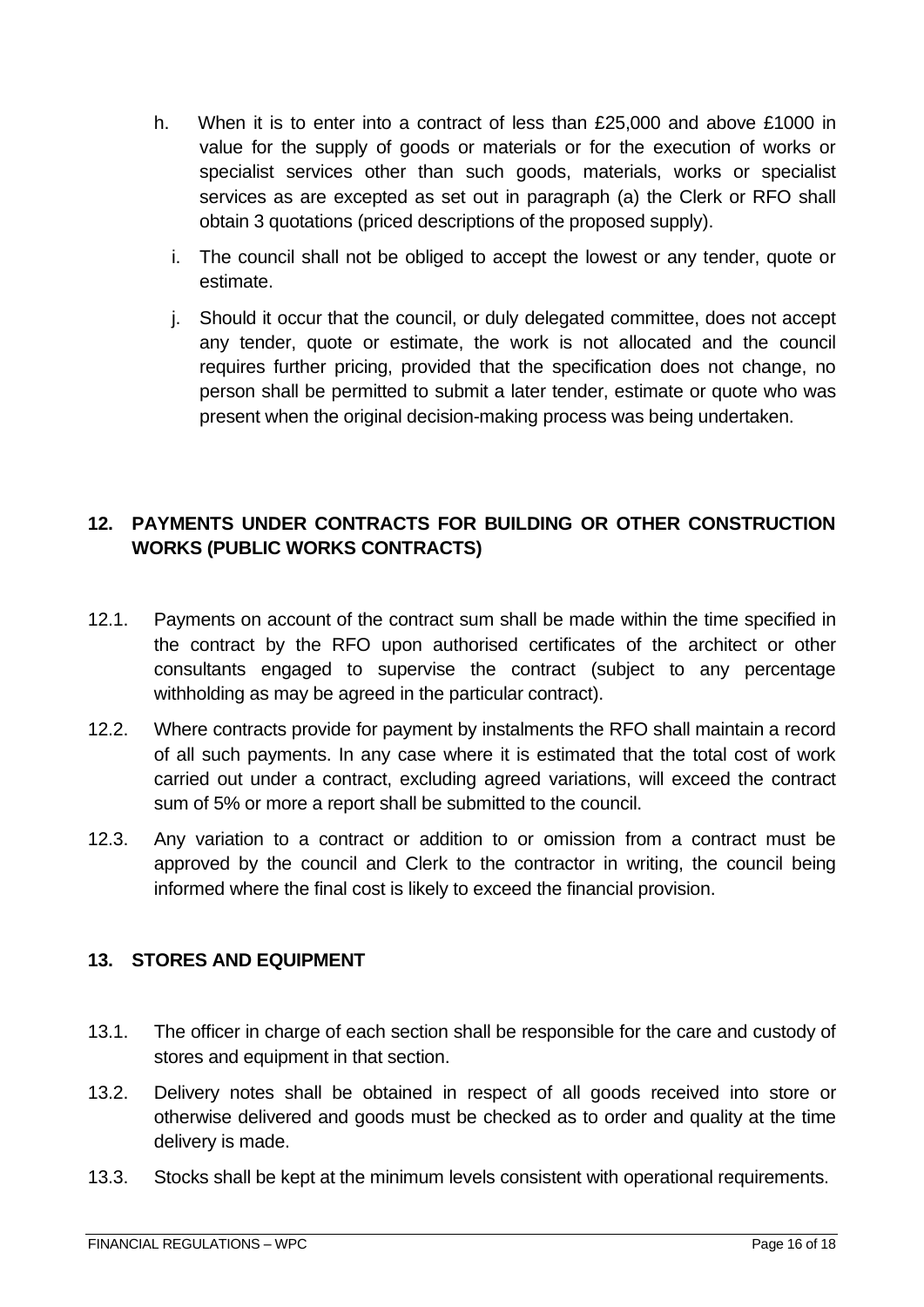h. When it is to enter into a contract of less than £25,000 and above £1000 in value for the supply of goods or materials or for the execution of works or specialist services other than such goods, materials, works or specialist services as are excepted as set out in paragraph (a) the Clerk or RFO shall obtain 3 quotations (priced descriptions of the proposed supply).

i. The council shall not be obliged to accept the lowest or any tender, quote or estimate.

j. Should it occur that the council, or duly delegated committee, does not accept any tender, quote or estimate, the work is not allocated and the council requires further pricing, provided that the specification does not change, no person shall be permitted to submit a later tender, estimate or quote who was present when the original decision-making process was being undertaken.

## 12. PAYMENTS UNDER CONTRACTS FOR BUILDING OR OTHER CONSTRUCTION WORKS (PUBLIC WORKS CONTRACTS)

12.1. Payments on account of the contract sum shall be made within the time specified in the contract by the RFO upon authorised certificates of the architect or other consultants engaged to supervise the contract (subject to any percentage withholding as may be agreed in the particular contract).

12.2. Where contracts provide for payment by instalments the RFO shall maintain a record of all such payments. In any case where it is estimated that the total cost of work carried out under a contract, excluding agreed variations, will exceed the contract sum of 5% or more a report shall be submitted to the council.

12.3. Any variation to a contract or addition to or omission from a contract must be approved by the council and Clerk to the contractor in writing, the council being informed where the final cost is likely to exceed the financial provision.

## 13. STORES AND EQUIPMENT

13.1. The officer in charge of each section shall be responsible for the care and custody of stores and equipment in that section.

13.2. Delivery notes shall be obtained in respect of all goods received into store or otherwise delivered and goods must be checked as to order and quality at the time delivery is made.

13.3. Stocks shall be kept at the minimum levels consistent with operational requirements.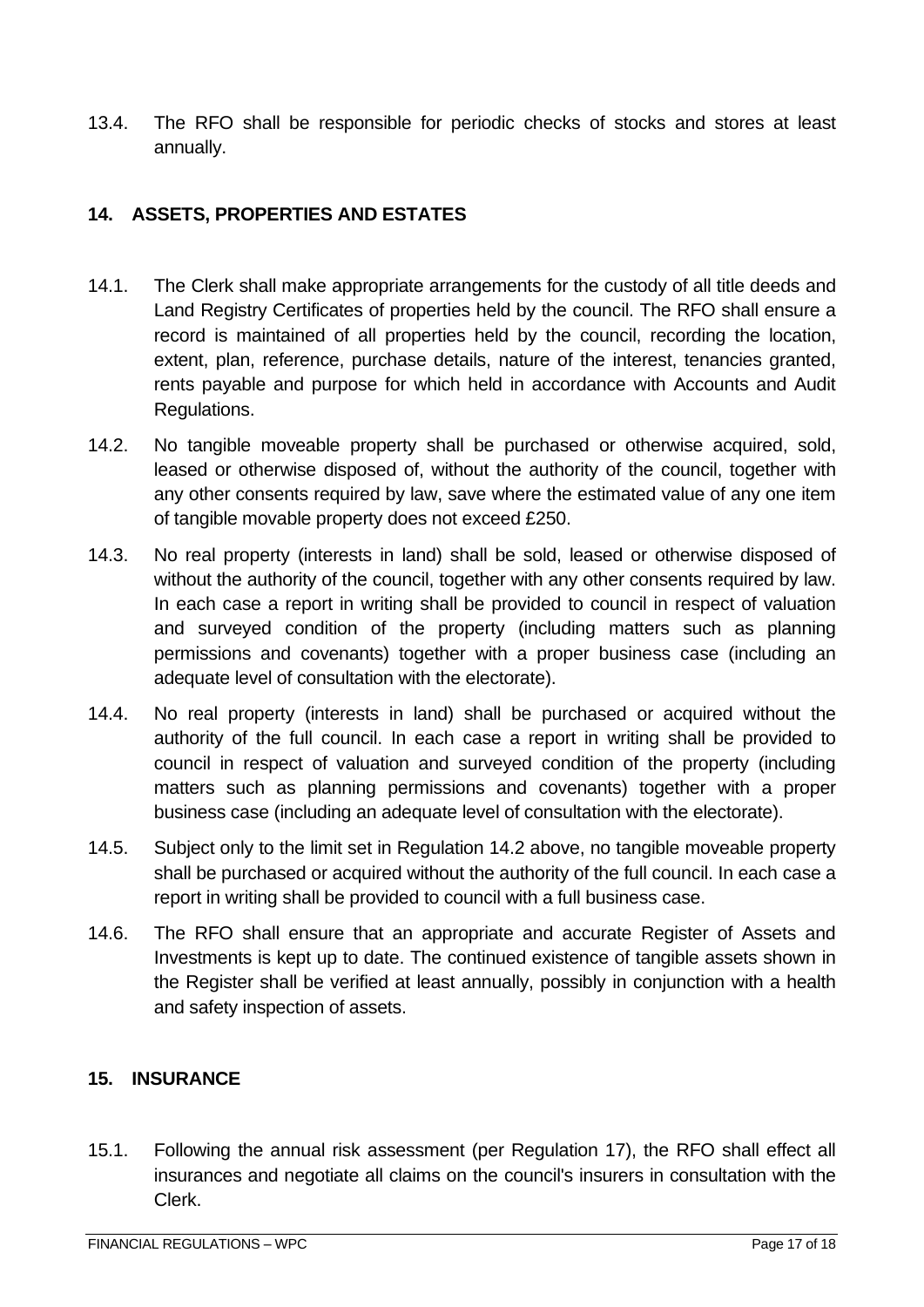13.4. The RFO shall be responsible for periodic checks of stocks and stores at least annually.

## 14. ASSETS, PROPERTIES AND ESTATES

14.1. The Clerk shall make appropriate arrangements for the custody of all title deeds and Land Registry Certificates of properties held by the council. The RFO shall ensure a record is maintained of all properties held by the council, recording the location, extent, plan, reference, purchase details, nature of the interest, tenancies granted, rents payable and purpose for which held in accordance with Accounts and Audit Regulations.

14.2. No tangible moveable property shall be purchased or otherwise acquired, sold, leased or otherwise disposed of, without the authority of the council, together with any other consents required by law, save where the estimated value of any one item of tangible movable property does not exceed £250.

14.3. No real property (interests in land) shall be sold, leased or otherwise disposed of without the authority of the council, together with any other consents required by law. In each case a report in writing shall be provided to council in respect of valuation and surveyed condition of the property (including matters such as planning permissions and covenants) together with a proper business case (including an adequate level of consultation with the electorate).

14.4. No real property (interests in land) shall be purchased or acquired without the authority of the full council. In each case a report in writing shall be provided to council in respect of valuation and surveyed condition of the property (including matters such as planning permissions and covenants) together with a proper business case (including an adequate level of consultation with the electorate).

14.5. Subject only to the limit set in Regulation 14.2 above, no tangible moveable property shall be purchased or acquired without the authority of the full council. In each case a report in writing shall be provided to council with a full business case.

14.6. The RFO shall ensure that an appropriate and accurate Register of Assets and Investments is kept up to date. The continued existence of tangible assets shown in the Register shall be verified at least annually, possibly in conjunction with a health and safety inspection of assets.

## 15. INSURANCE

15.1. Following the annual risk assessment (per Regulation 17), the RFO shall effect all insurances and negotiate all claims on the council's insurers in consultation with the Clerk.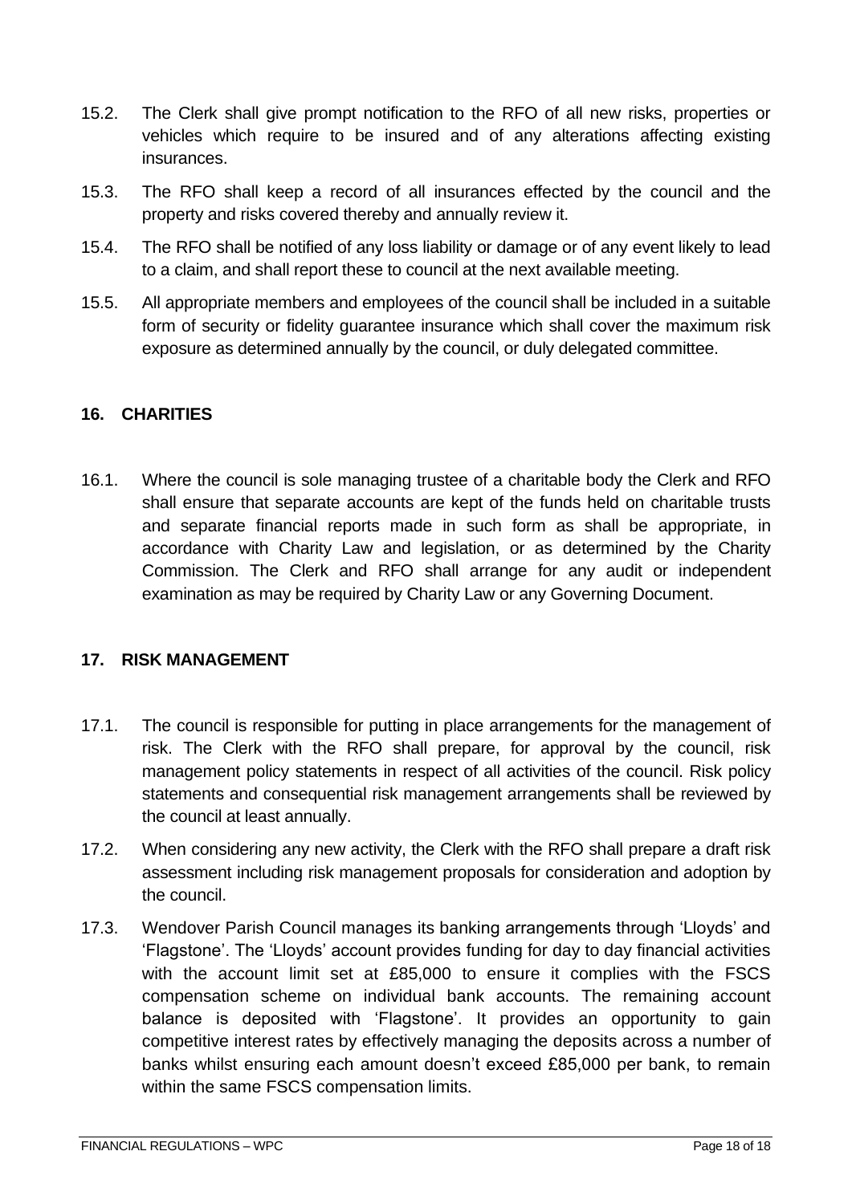15.2. The Clerk shall give prompt notification to the RFO of all new risks, properties or vehicles which require to be insured and of any alterations affecting existing insurances.

15.3. The RFO shall keep a record of all insurances effected by the council and the property and risks covered thereby and annually review it.

15.4. The RFO shall be notified of any loss liability or damage or of any event likely to lead to a claim, and shall report these to council at the next available meeting.

15.5. All appropriate members and employees of the council shall be included in a suitable form of security or fidelity guarantee insurance which shall cover the maximum risk exposure as determined annually by the council, or duly delegated committee.

## 16. CHARITIES

16.1. Where the council is sole managing trustee of a charitable body the Clerk and RFO shall ensure that separate accounts are kept of the funds held on charitable trusts and separate financial reports made in such form as shall be appropriate, in accordance with Charity Law and legislation, or as determined by the Charity Commission. The Clerk and RFO shall arrange for any audit or independent examination as may be required by Charity Law or any Governing Document.

## 17. RISK MANAGEMENT

17.1. The council is responsible for putting in place arrangements for the management of risk. The Clerk with the RFO shall prepare, for approval by the council, risk management policy statements in respect of all activities of the council. Risk policy statements and consequential risk management arrangements shall be reviewed by the council at least annually.

17.2. When considering any new activity, the Clerk with the RFO shall prepare a draft risk assessment including risk management proposals for consideration and adoption by the council.

17.3. Wendover Parish Council manages its banking arrangements through 'Lloyds' and 'Flagstone'. The 'Lloyds' account provides funding for day to day financial activities with the account limit set at £85,000 to ensure it complies with the FSCS compensation scheme on individual bank accounts. The remaining account balance is deposited with 'Flagstone'. It provides an opportunity to gain competitive interest rates by effectively managing the deposits across a number of banks whilst ensuring each amount doesn't exceed £85,000 per bank, to remain within the same FSCS compensation limits.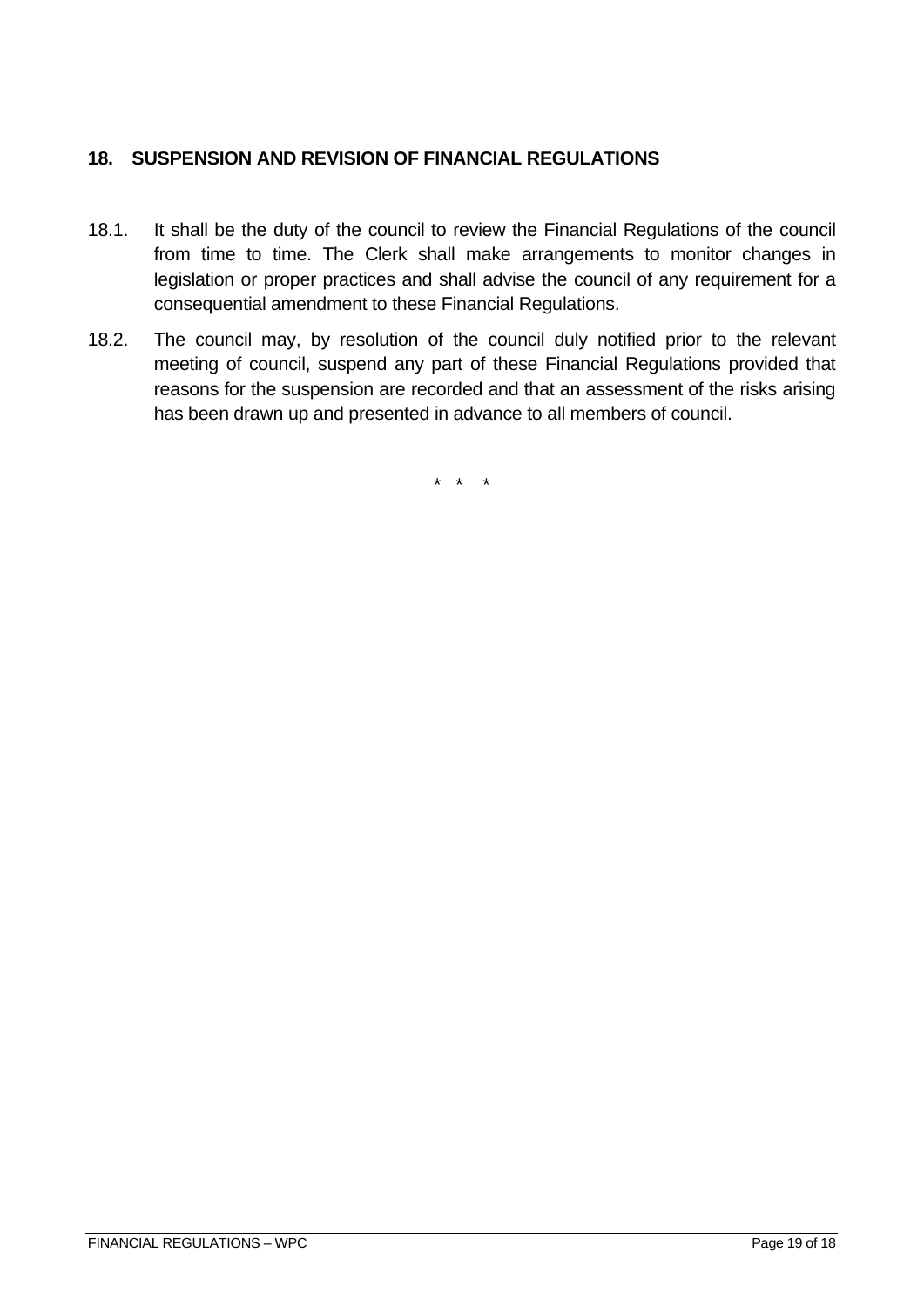## 18. SUSPENSION AND REVISION OF FINANCIAL REGULATIONS

18.1. It shall be the duty of the council to review the Financial Regulations of the council from time to time. The Clerk shall make arrangements to monitor changes in legislation or proper practices and shall advise the council of any requirement for a consequential amendment to these Financial Regulations.

18.2. The council may, by resolution of the council duly notified prior to the relevant meeting of council, suspend any part of these Financial Regulations provided that reasons for the suspension are recorded and that an assessment of the risks arising has been drawn up and presented in advance to all members of council.

\* \* \*